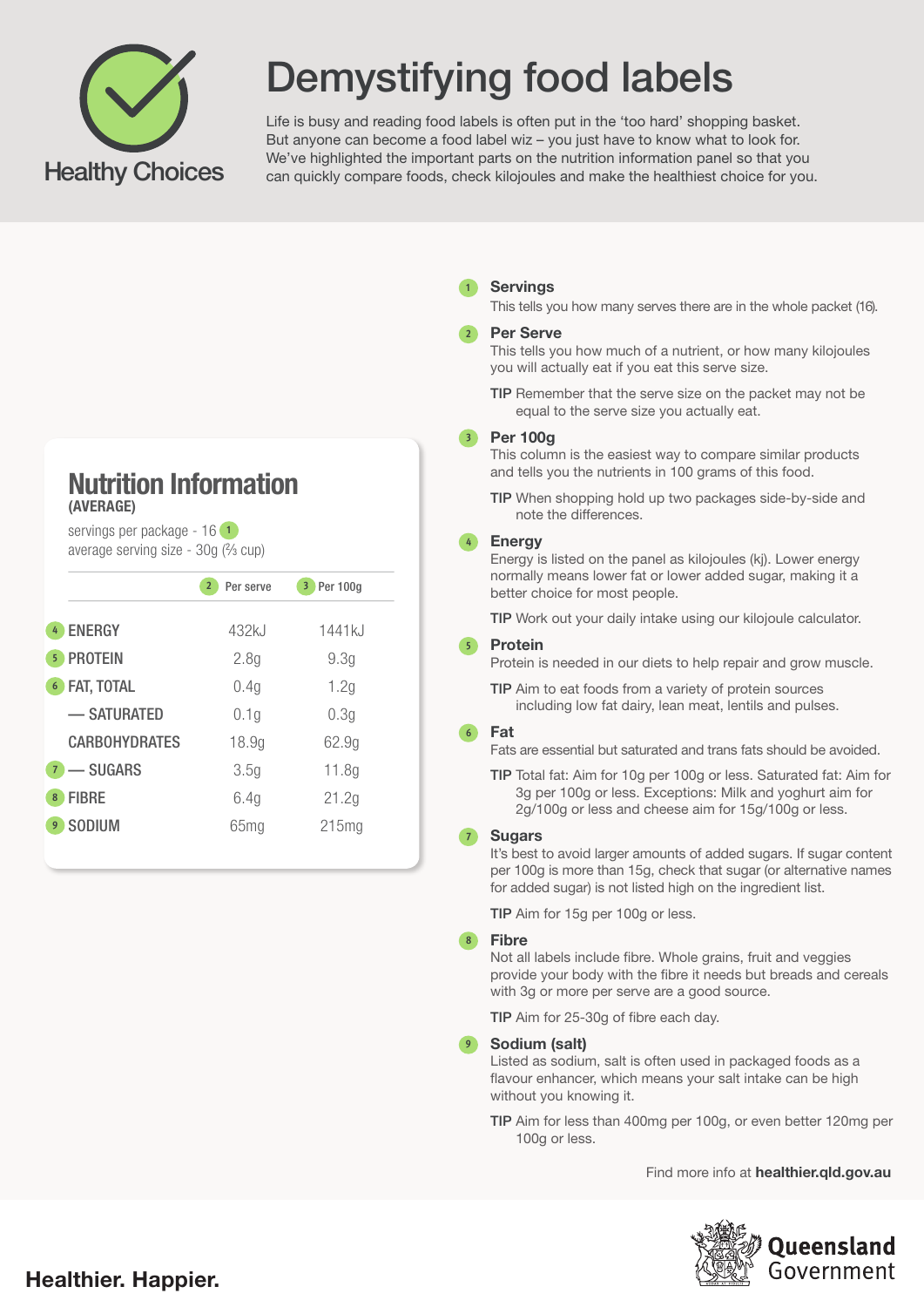Healthy Choices

# Demystifying food labels

Life is busy and reading food labels is often put in the 'too hard' shopping basket. But anyone can become a food label wiz – you just have to know what to look for. We've highlighted the important parts on the nutrition information panel so that you can quickly compare foods, check kilojoules and make the healthiest choice for you.

## Nutrition Information

**(AVERAGE)**

servings per package - 16 (1)
average serving size - 30g (⅔ cup)

| | (2) Per serve | (3) Per 100g |
|---|---|---|
| (4) ENERGY | 432kJ | 1441kJ |
| (5) PROTEIN | 2.8g | 9.3g |
| (6) FAT, TOTAL | 0.4g | 1.2g |
| — SATURATED | 0.1g | 0.3g |
| CARBOHYDRATES | 18.9g | 62.9g |
| (7) — SUGARS | 3.5g | 11.8g |
| (8) FIBRE | 6.4g | 21.2g |
| (9) SODIUM | 65mg | 215mg |

### 1 Servings

This tells you how many serves there are in the whole packet (16).

### 2 Per Serve

This tells you how much of a nutrient, or how many kilojoules you will actually eat if you eat this serve size.

**TIP** Remember that the serve size on the packet may not be equal to the serve size you actually eat.

### 3 Per 100g

This column is the easiest way to compare similar products and tells you the nutrients in 100 grams of this food.

**TIP** When shopping hold up two packages side-by-side and note the differences.

### 4 Energy

Energy is listed on the panel as kilojoules (kj). Lower energy normally means lower fat or lower added sugar, making it a better choice for most people.

**TIP** Work out your daily intake using our kilojoule calculator.

### 5 Protein

Protein is needed in our diets to help repair and grow muscle.

**TIP** Aim to eat foods from a variety of protein sources including low fat dairy, lean meat, lentils and pulses.

### 6 Fat

Fats are essential but saturated and trans fats should be avoided.

**TIP** Total fat: Aim for 10g per 100g or less. Saturated fat: Aim for 3g per 100g or less. Exceptions: Milk and yoghurt aim for 2g/100g or less and cheese aim for 15g/100g or less.

### 7 Sugars

It's best to avoid larger amounts of added sugars. If sugar content per 100g is more than 15g, check that sugar (or alternative names for added sugar) is not listed high on the ingredient list.

**TIP** Aim for 15g per 100g or less.

### 8 Fibre

Not all labels include fibre. Whole grains, fruit and veggies provide your body with the fibre it needs but breads and cereals with 3g or more per serve are a good source.

**TIP** Aim for 25-30g of fibre each day.

### 9 Sodium (salt)

Listed as sodium, salt is often used in packaged foods as a flavour enhancer, which means your salt intake can be high without you knowing it.

**TIP** Aim for less than 400mg per 100g, or even better 120mg per 100g or less.

Find more info at **healthier.qld.gov.au**

**Healthier. Happier.**

Queensland Government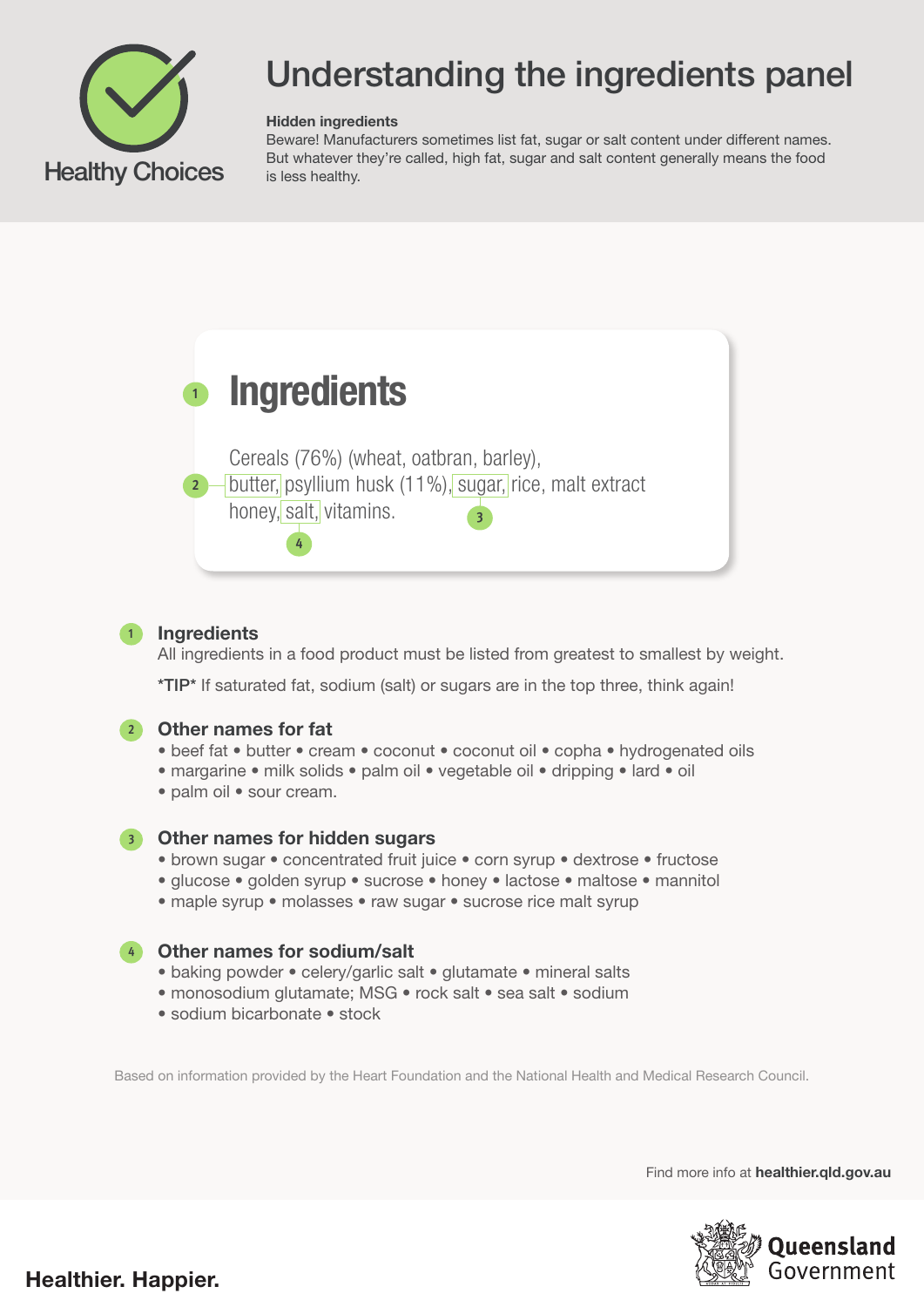Healthy Choices

# Understanding the ingredients panel

**Hidden ingredients**

Beware! Manufacturers sometimes list fat, sugar or salt content under different names. But whatever they're called, high fat, sugar and salt content generally means the food is less healthy.

1 **Ingredients**

Cereals (76%) (wheat, oatbran, barley), butter, psyllium husk (11%), sugar, rice, malt extract honey, salt, vitamins.

(2: butter; 3: sugar; 4: salt)

## 1 Ingredients

All ingredients in a food product must be listed from greatest to smallest by weight.

*TIP* If saturated fat, sodium (salt) or sugars are in the top three, think again!

## 2 Other names for fat

• beef fat • butter • cream • coconut • coconut oil • copha • hydrogenated oils • margarine • milk solids • palm oil • vegetable oil • dripping • lard • oil • palm oil • sour cream.

## 3 Other names for hidden sugars

• brown sugar • concentrated fruit juice • corn syrup • dextrose • fructose • glucose • golden syrup • sucrose • honey • lactose • maltose • mannitol • maple syrup • molasses • raw sugar • sucrose rice malt syrup

## 4 Other names for sodium/salt

• baking powder • celery/garlic salt • glutamate • mineral salts • monosodium glutamate; MSG • rock salt • sea salt • sodium • sodium bicarbonate • stock

Based on information provided by the Heart Foundation and the National Health and Medical Research Council.

Find more info at **healthier.qld.gov.au**

**Healthier. Happier.**

Queensland Government